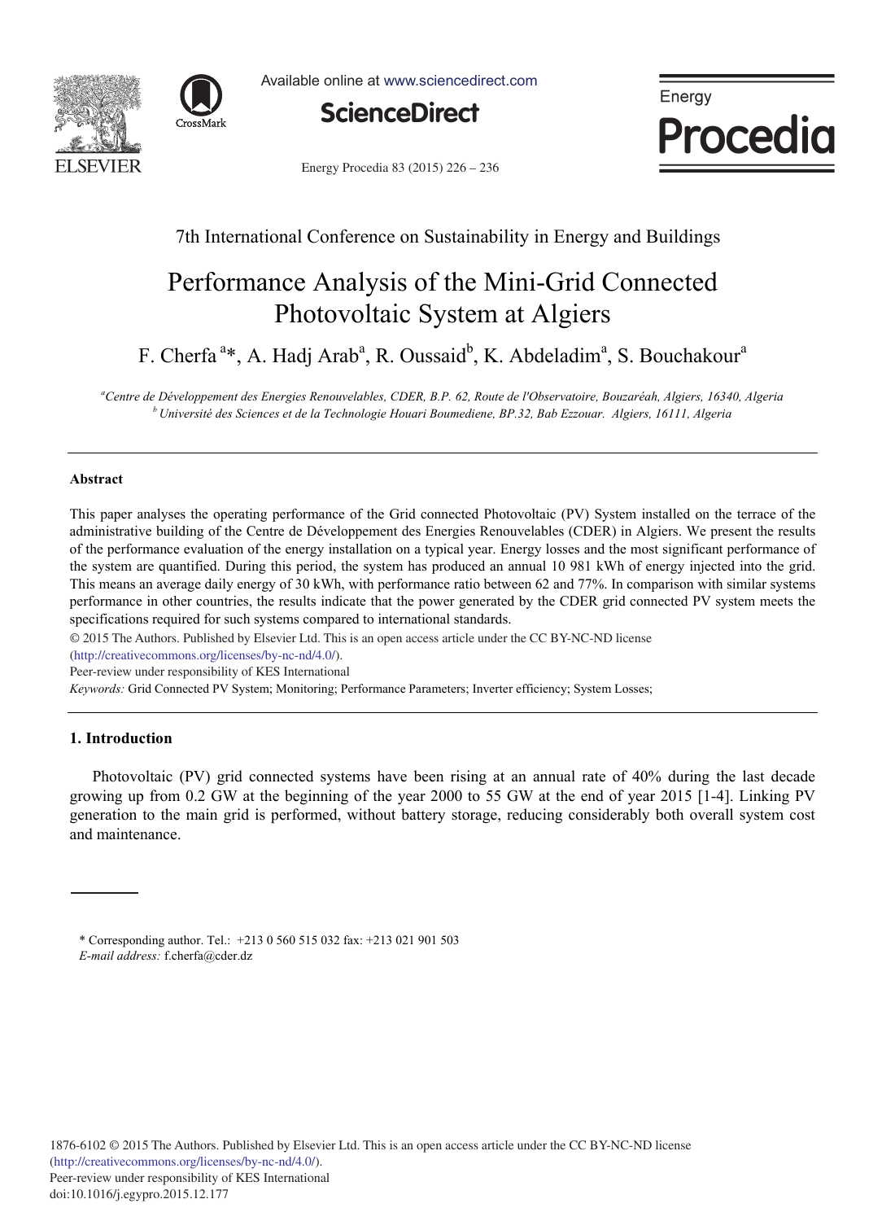7th International Conference on Sustainability in Energy and Buildings

# Performance Analysis of the Mini-Grid Connected Photovoltaic System at Algiers

F. Cherfa [a]*, A. Hadj Arab[a], R. Oussaid[b], K. Abdeladim[a], S. Bouchakour[a]

[a]Centre de Développement des Energies Renouvelables, CDER, B.P. 62, Route de l'Observatoire, Bouzaréah, Algiers, 16340, Algeria
[b]Université des Sciences et de la Technologie Houari Boumediene, BP.32, Bab Ezzouar. Algiers, 16111, Algeria

---

## Abstract

This paper analyses the operating performance of the Grid connected Photovoltaic (PV) System installed on the terrace of the administrative building of the Centre de Développement des Energies Renouvelables (CDER) in Algiers. We present the results of the performance evaluation of the energy installation on a typical year. Energy losses and the most significant performance of the system are quantified. During this period, the system has produced an annual 10 981 kWh of energy injected into the grid. This means an average daily energy of 30 kWh, with performance ratio between 62 and 77%. In comparison with similar systems performance in other countries, the results indicate that the power generated by the CDER grid connected PV system meets the specifications required for such systems compared to international standards.

© 2015 The Authors. Published by Elsevier Ltd. This is an open access article under the CC BY-NC-ND license (http://creativecommons.org/licenses/by-nc-nd/4.0/).
Peer-review under responsibility of KES International

*Keywords:* Grid Connected PV System; Monitoring; Performance Parameters; Inverter efficiency; System Losses;

---

## 1. Introduction

Photovoltaic (PV) grid connected systems have been rising at an annual rate of 40% during the last decade growing up from 0.2 GW at the beginning of the year 2000 to 55 GW at the end of year 2015 [1-4]. Linking PV generation to the main grid is performed, without battery storage, reducing considerably both overall system cost and maintenance.

\* Corresponding author. Tel.: +213 0 560 515 032 fax: +213 021 901 503
*E-mail address:* f.cherfa@cder.dz

1876-6102 © 2015 The Authors. Published by Elsevier Ltd. This is an open access article under the CC BY-NC-ND license (http://creativecommons.org/licenses/by-nc-nd/4.0/).
Peer-review under responsibility of KES International
doi:10.1016/j.egypro.2015.12.177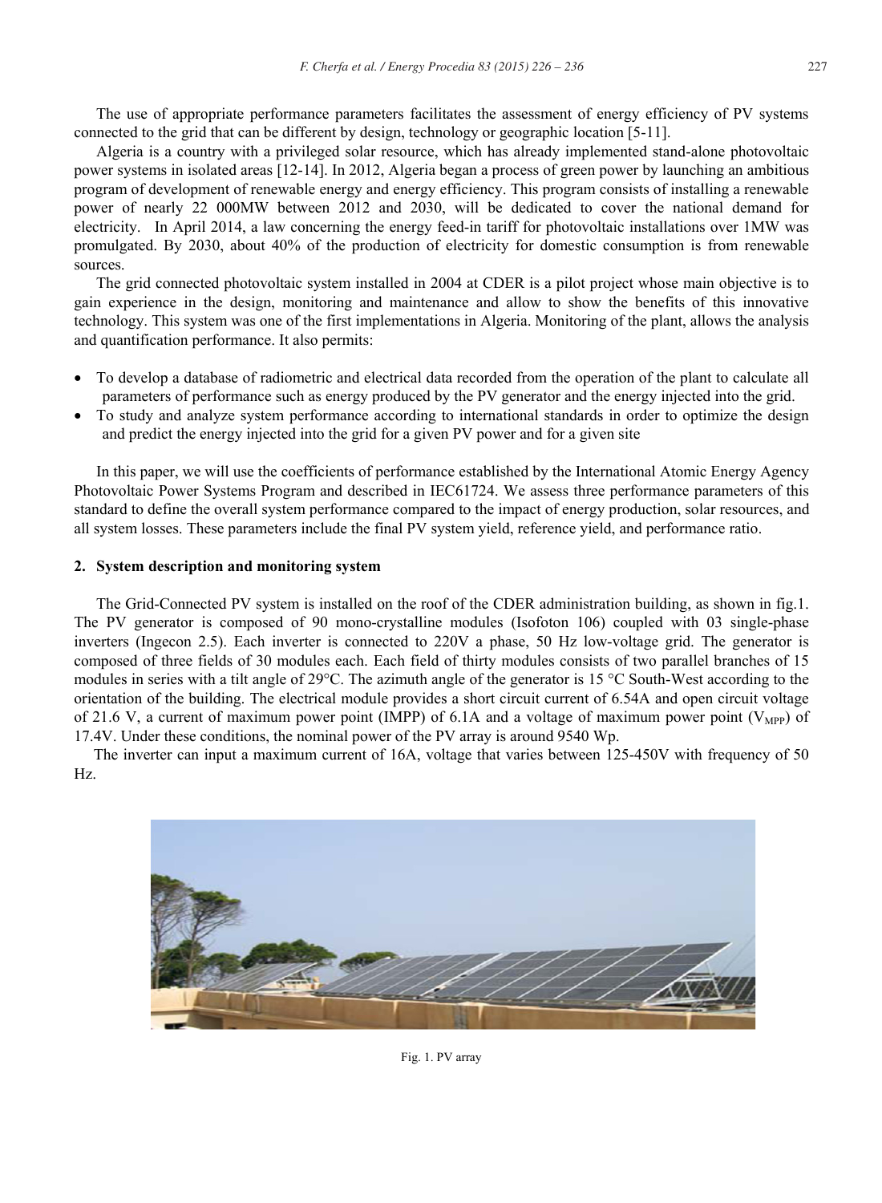The use of appropriate performance parameters facilitates the assessment of energy efficiency of PV systems connected to the grid that can be different by design, technology or geographic location [5-11].

Algeria is a country with a privileged solar resource, which has already implemented stand-alone photovoltaic power systems in isolated areas [12-14]. In 2012, Algeria began a process of green power by launching an ambitious program of development of renewable energy and energy efficiency. This program consists of installing a renewable power of nearly 22 000MW between 2012 and 2030, will be dedicated to cover the national demand for electricity. In April 2014, a law concerning the energy feed-in tariff for photovoltaic installations over 1MW was promulgated. By 2030, about 40% of the production of electricity for domestic consumption is from renewable sources.

The grid connected photovoltaic system installed in 2004 at CDER is a pilot project whose main objective is to gain experience in the design, monitoring and maintenance and allow to show the benefits of this innovative technology. This system was one of the first implementations in Algeria. Monitoring of the plant, allows the analysis and quantification performance. It also permits:

- To develop a database of radiometric and electrical data recorded from the operation of the plant to calculate all parameters of performance such as energy produced by the PV generator and the energy injected into the grid.
- To study and analyze system performance according to international standards in order to optimize the design and predict the energy injected into the grid for a given PV power and for a given site

In this paper, we will use the coefficients of performance established by the International Atomic Energy Agency Photovoltaic Power Systems Program and described in IEC61724. We assess three performance parameters of this standard to define the overall system performance compared to the impact of energy production, solar resources, and all system losses. These parameters include the final PV system yield, reference yield, and performance ratio.

## 2. System description and monitoring system

The Grid-Connected PV system is installed on the roof of the CDER administration building, as shown in fig.1. The PV generator is composed of 90 mono-crystalline modules (Isofoton 106) coupled with 03 single-phase inverters (Ingecon 2.5). Each inverter is connected to 220V a phase, 50 Hz low-voltage grid. The generator is composed of three fields of 30 modules each. Each field of thirty modules consists of two parallel branches of 15 modules in series with a tilt angle of 29°C. The azimuth angle of the generator is 15 °C South-West according to the orientation of the building. The electrical module provides a short circuit current of 6.54A and open circuit voltage of 21.6 V, a current of maximum power point (IMPP) of 6.1A and a voltage of maximum power point ($V_{MPP}$) of 17.4V. Under these conditions, the nominal power of the PV array is around 9540 Wp.

The inverter can input a maximum current of 16A, voltage that varies between 125-450V with frequency of 50 Hz.

Fig. 1. PV array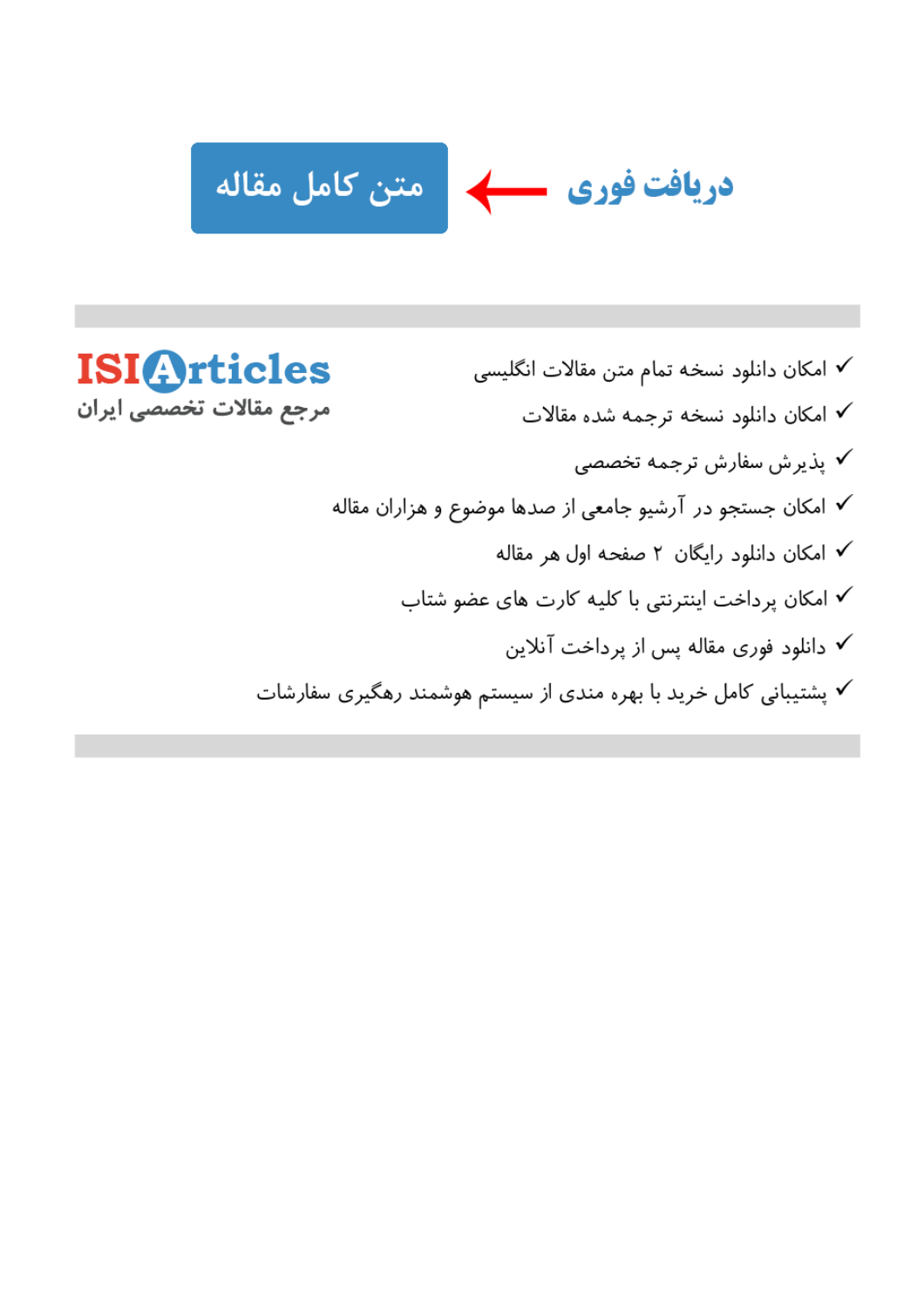دریافت فوری ← **متن کامل مقاله**

**ISIArticles**
مرجع مقالات تخصصی ایران

- ✓ امکان دانلود نسخه تمام متن مقالات انگلیسی
- ✓ امکان دانلود نسخه ترجمه شده مقالات
- ✓ پذیرش سفارش ترجمه تخصصی
- ✓ امکان جستجو در آرشیو جامعی از صدها موضوع و هزاران مقاله
- ✓ امکان دانلود رایگان ۲ صفحه اول هر مقاله
- ✓ امکان پرداخت اینترنتی با کلیه کارت های عضو شتاب
- ✓ دانلود فوری مقاله پس از پرداخت آنلاین
- ✓ پشتیبانی کامل خرید با بهره مندی از سیستم هوشمند رهگیری سفارشات